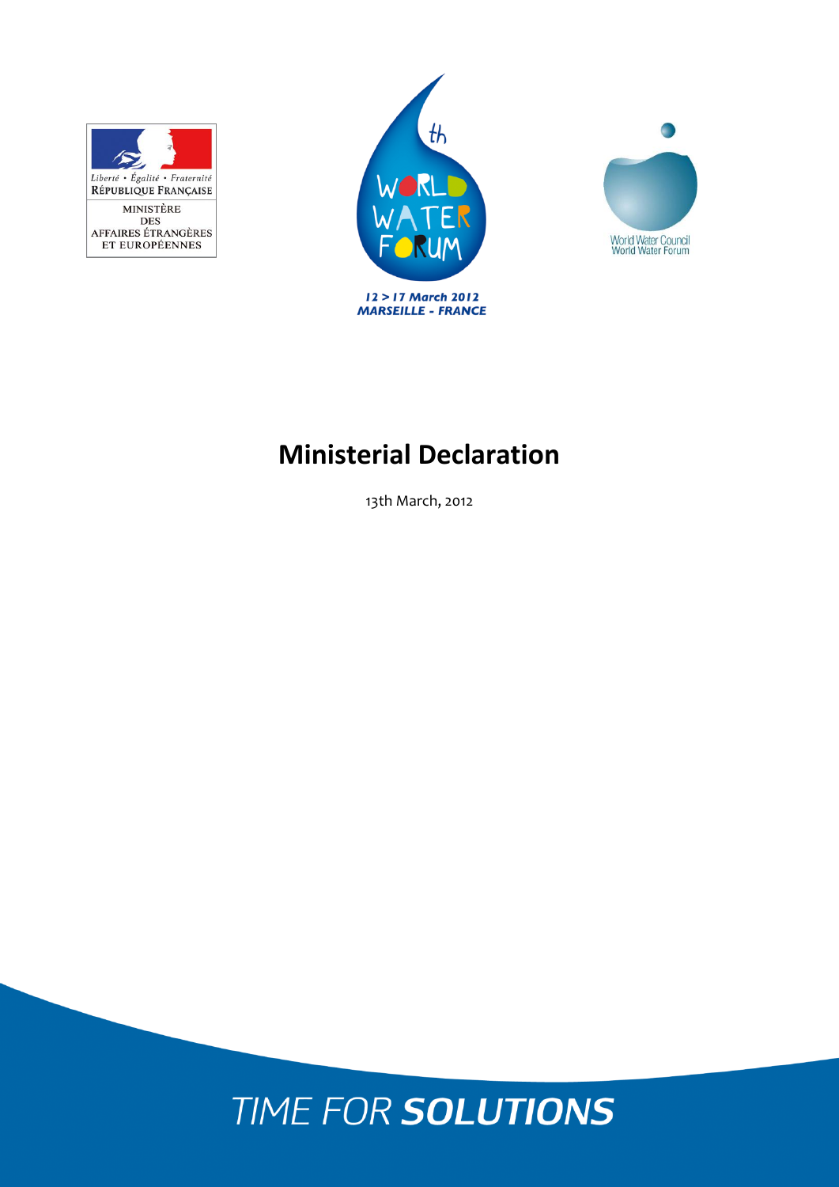Liberté • Égalité • Fraternité
RÉPUBLIQUE FRANÇAISE

MINISTÈRE
DES
AFFAIRES ÉTRANGÈRES
ET EUROPÉENNES

6th WORLD WATER FORUM

12 > 17 March 2012
MARSEILLE - FRANCE

World Water Council
World Water Forum

# Ministerial Declaration

13th March, 2012

TIME FOR **SOLUTIONS**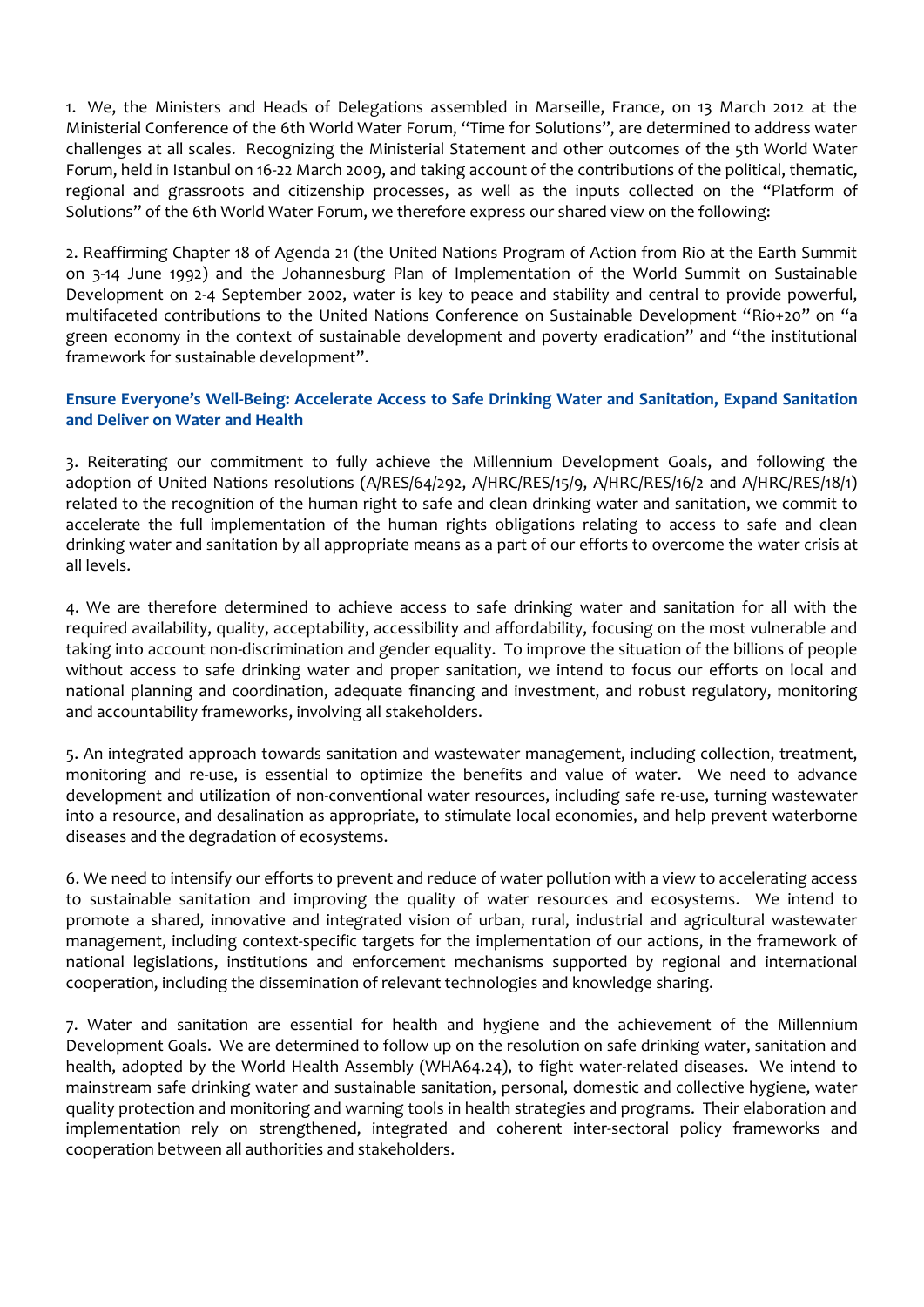1. We, the Ministers and Heads of Delegations assembled in Marseille, France, on 13 March 2012 at the Ministerial Conference of the 6th World Water Forum, "Time for Solutions", are determined to address water challenges at all scales. Recognizing the Ministerial Statement and other outcomes of the 5th World Water Forum, held in Istanbul on 16-22 March 2009, and taking account of the contributions of the political, thematic, regional and grassroots and citizenship processes, as well as the inputs collected on the "Platform of Solutions" of the 6th World Water Forum, we therefore express our shared view on the following:

2. Reaffirming Chapter 18 of Agenda 21 (the United Nations Program of Action from Rio at the Earth Summit on 3-14 June 1992) and the Johannesburg Plan of Implementation of the World Summit on Sustainable Development on 2-4 September 2002, water is key to peace and stability and central to provide powerful, multifaceted contributions to the United Nations Conference on Sustainable Development "Rio+20" on "a green economy in the context of sustainable development and poverty eradication" and "the institutional framework for sustainable development".

### Ensure Everyone's Well-Being: Accelerate Access to Safe Drinking Water and Sanitation, Expand Sanitation and Deliver on Water and Health

3. Reiterating our commitment to fully achieve the Millennium Development Goals, and following the adoption of United Nations resolutions (A/RES/64/292, A/HRC/RES/15/9, A/HRC/RES/16/2 and A/HRC/RES/18/1) related to the recognition of the human right to safe and clean drinking water and sanitation, we commit to accelerate the full implementation of the human rights obligations relating to access to safe and clean drinking water and sanitation by all appropriate means as a part of our efforts to overcome the water crisis at all levels.

4. We are therefore determined to achieve access to safe drinking water and sanitation for all with the required availability, quality, acceptability, accessibility and affordability, focusing on the most vulnerable and taking into account non-discrimination and gender equality. To improve the situation of the billions of people without access to safe drinking water and proper sanitation, we intend to focus our efforts on local and national planning and coordination, adequate financing and investment, and robust regulatory, monitoring and accountability frameworks, involving all stakeholders.

5. An integrated approach towards sanitation and wastewater management, including collection, treatment, monitoring and re-use, is essential to optimize the benefits and value of water. We need to advance development and utilization of non-conventional water resources, including safe re-use, turning wastewater into a resource, and desalination as appropriate, to stimulate local economies, and help prevent waterborne diseases and the degradation of ecosystems.

6. We need to intensify our efforts to prevent and reduce of water pollution with a view to accelerating access to sustainable sanitation and improving the quality of water resources and ecosystems. We intend to promote a shared, innovative and integrated vision of urban, rural, industrial and agricultural wastewater management, including context-specific targets for the implementation of our actions, in the framework of national legislations, institutions and enforcement mechanisms supported by regional and international cooperation, including the dissemination of relevant technologies and knowledge sharing.

7. Water and sanitation are essential for health and hygiene and the achievement of the Millennium Development Goals. We are determined to follow up on the resolution on safe drinking water, sanitation and health, adopted by the World Health Assembly (WHA64.24), to fight water-related diseases. We intend to mainstream safe drinking water and sustainable sanitation, personal, domestic and collective hygiene, water quality protection and monitoring and warning tools in health strategies and programs. Their elaboration and implementation rely on strengthened, integrated and coherent inter-sectoral policy frameworks and cooperation between all authorities and stakeholders.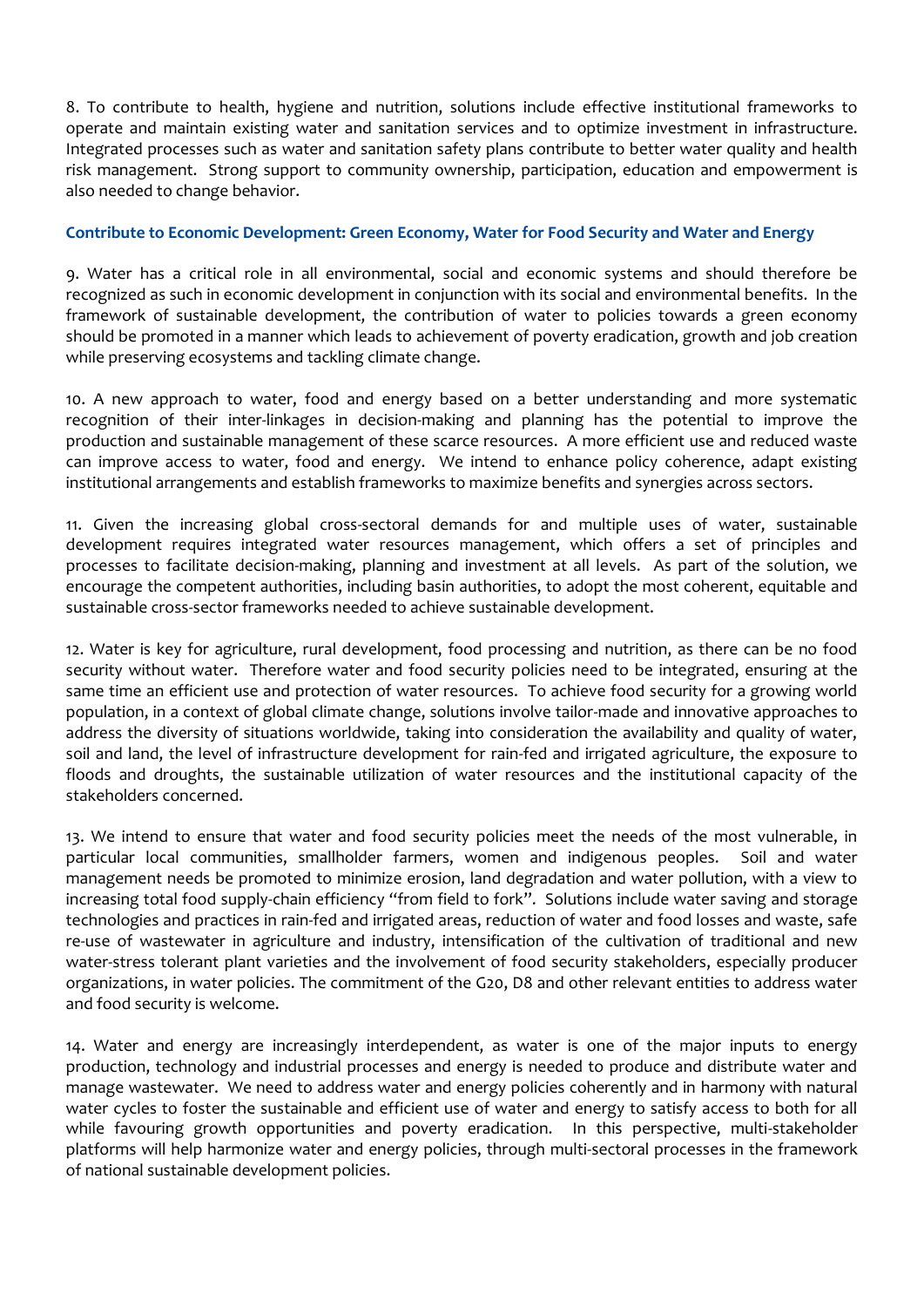8. To contribute to health, hygiene and nutrition, solutions include effective institutional frameworks to operate and maintain existing water and sanitation services and to optimize investment in infrastructure. Integrated processes such as water and sanitation safety plans contribute to better water quality and health risk management. Strong support to community ownership, participation, education and empowerment is also needed to change behavior.

### Contribute to Economic Development: Green Economy, Water for Food Security and Water and Energy

9. Water has a critical role in all environmental, social and economic systems and should therefore be recognized as such in economic development in conjunction with its social and environmental benefits. In the framework of sustainable development, the contribution of water to policies towards a green economy should be promoted in a manner which leads to achievement of poverty eradication, growth and job creation while preserving ecosystems and tackling climate change.

10. A new approach to water, food and energy based on a better understanding and more systematic recognition of their inter-linkages in decision-making and planning has the potential to improve the production and sustainable management of these scarce resources. A more efficient use and reduced waste can improve access to water, food and energy. We intend to enhance policy coherence, adapt existing institutional arrangements and establish frameworks to maximize benefits and synergies across sectors.

11. Given the increasing global cross-sectoral demands for and multiple uses of water, sustainable development requires integrated water resources management, which offers a set of principles and processes to facilitate decision-making, planning and investment at all levels. As part of the solution, we encourage the competent authorities, including basin authorities, to adopt the most coherent, equitable and sustainable cross-sector frameworks needed to achieve sustainable development.

12. Water is key for agriculture, rural development, food processing and nutrition, as there can be no food security without water. Therefore water and food security policies need to be integrated, ensuring at the same time an efficient use and protection of water resources. To achieve food security for a growing world population, in a context of global climate change, solutions involve tailor-made and innovative approaches to address the diversity of situations worldwide, taking into consideration the availability and quality of water, soil and land, the level of infrastructure development for rain-fed and irrigated agriculture, the exposure to floods and droughts, the sustainable utilization of water resources and the institutional capacity of the stakeholders concerned.

13. We intend to ensure that water and food security policies meet the needs of the most vulnerable, in particular local communities, smallholder farmers, women and indigenous peoples. Soil and water management needs be promoted to minimize erosion, land degradation and water pollution, with a view to increasing total food supply-chain efficiency "from field to fork". Solutions include water saving and storage technologies and practices in rain-fed and irrigated areas, reduction of water and food losses and waste, safe re-use of wastewater in agriculture and industry, intensification of the cultivation of traditional and new water-stress tolerant plant varieties and the involvement of food security stakeholders, especially producer organizations, in water policies. The commitment of the G20, D8 and other relevant entities to address water and food security is welcome.

14. Water and energy are increasingly interdependent, as water is one of the major inputs to energy production, technology and industrial processes and energy is needed to produce and distribute water and manage wastewater. We need to address water and energy policies coherently and in harmony with natural water cycles to foster the sustainable and efficient use of water and energy to satisfy access to both for all while favouring growth opportunities and poverty eradication. In this perspective, multi-stakeholder platforms will help harmonize water and energy policies, through multi-sectoral processes in the framework of national sustainable development policies.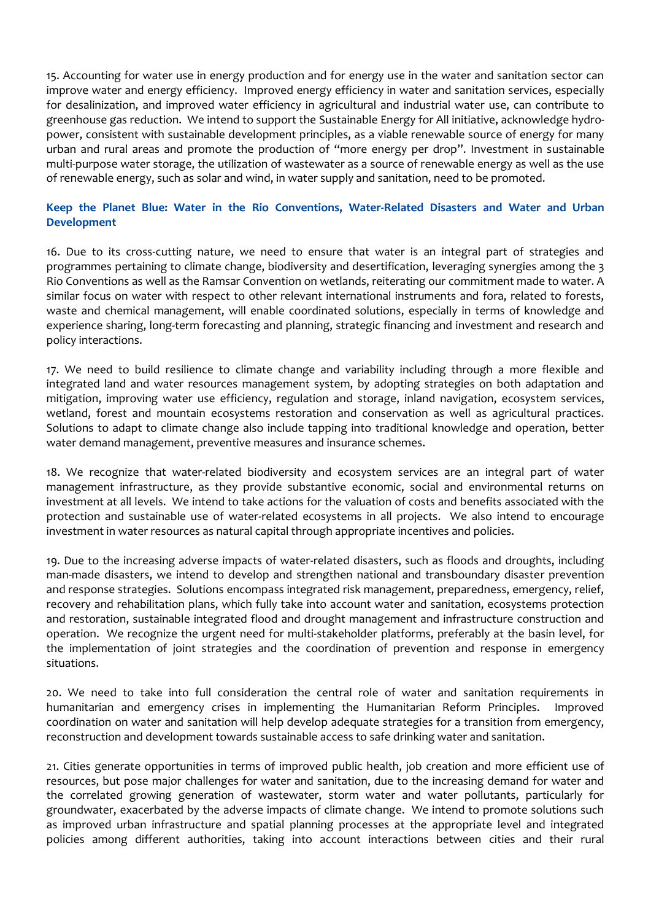15. Accounting for water use in energy production and for energy use in the water and sanitation sector can improve water and energy efficiency. Improved energy efficiency in water and sanitation services, especially for desalinization, and improved water efficiency in agricultural and industrial water use, can contribute to greenhouse gas reduction. We intend to support the Sustainable Energy for All initiative, acknowledge hydro-power, consistent with sustainable development principles, as a viable renewable source of energy for many urban and rural areas and promote the production of "more energy per drop". Investment in sustainable multi-purpose water storage, the utilization of wastewater as a source of renewable energy as well as the use of renewable energy, such as solar and wind, in water supply and sanitation, need to be promoted.

### Keep the Planet Blue: Water in the Rio Conventions, Water-Related Disasters and Water and Urban Development

16. Due to its cross-cutting nature, we need to ensure that water is an integral part of strategies and programmes pertaining to climate change, biodiversity and desertification, leveraging synergies among the 3 Rio Conventions as well as the Ramsar Convention on wetlands, reiterating our commitment made to water. A similar focus on water with respect to other relevant international instruments and fora, related to forests, waste and chemical management, will enable coordinated solutions, especially in terms of knowledge and experience sharing, long-term forecasting and planning, strategic financing and investment and research and policy interactions.

17. We need to build resilience to climate change and variability including through a more flexible and integrated land and water resources management system, by adopting strategies on both adaptation and mitigation, improving water use efficiency, regulation and storage, inland navigation, ecosystem services, wetland, forest and mountain ecosystems restoration and conservation as well as agricultural practices. Solutions to adapt to climate change also include tapping into traditional knowledge and operation, better water demand management, preventive measures and insurance schemes.

18. We recognize that water-related biodiversity and ecosystem services are an integral part of water management infrastructure, as they provide substantive economic, social and environmental returns on investment at all levels. We intend to take actions for the valuation of costs and benefits associated with the protection and sustainable use of water-related ecosystems in all projects. We also intend to encourage investment in water resources as natural capital through appropriate incentives and policies.

19. Due to the increasing adverse impacts of water-related disasters, such as floods and droughts, including man-made disasters, we intend to develop and strengthen national and transboundary disaster prevention and response strategies. Solutions encompass integrated risk management, preparedness, emergency, relief, recovery and rehabilitation plans, which fully take into account water and sanitation, ecosystems protection and restoration, sustainable integrated flood and drought management and infrastructure construction and operation. We recognize the urgent need for multi-stakeholder platforms, preferably at the basin level, for the implementation of joint strategies and the coordination of prevention and response in emergency situations.

20. We need to take into full consideration the central role of water and sanitation requirements in humanitarian and emergency crises in implementing the Humanitarian Reform Principles. Improved coordination on water and sanitation will help develop adequate strategies for a transition from emergency, reconstruction and development towards sustainable access to safe drinking water and sanitation.

21. Cities generate opportunities in terms of improved public health, job creation and more efficient use of resources, but pose major challenges for water and sanitation, due to the increasing demand for water and the correlated growing generation of wastewater, storm water and water pollutants, particularly for groundwater, exacerbated by the adverse impacts of climate change. We intend to promote solutions such as improved urban infrastructure and spatial planning processes at the appropriate level and integrated policies among different authorities, taking into account interactions between cities and their rural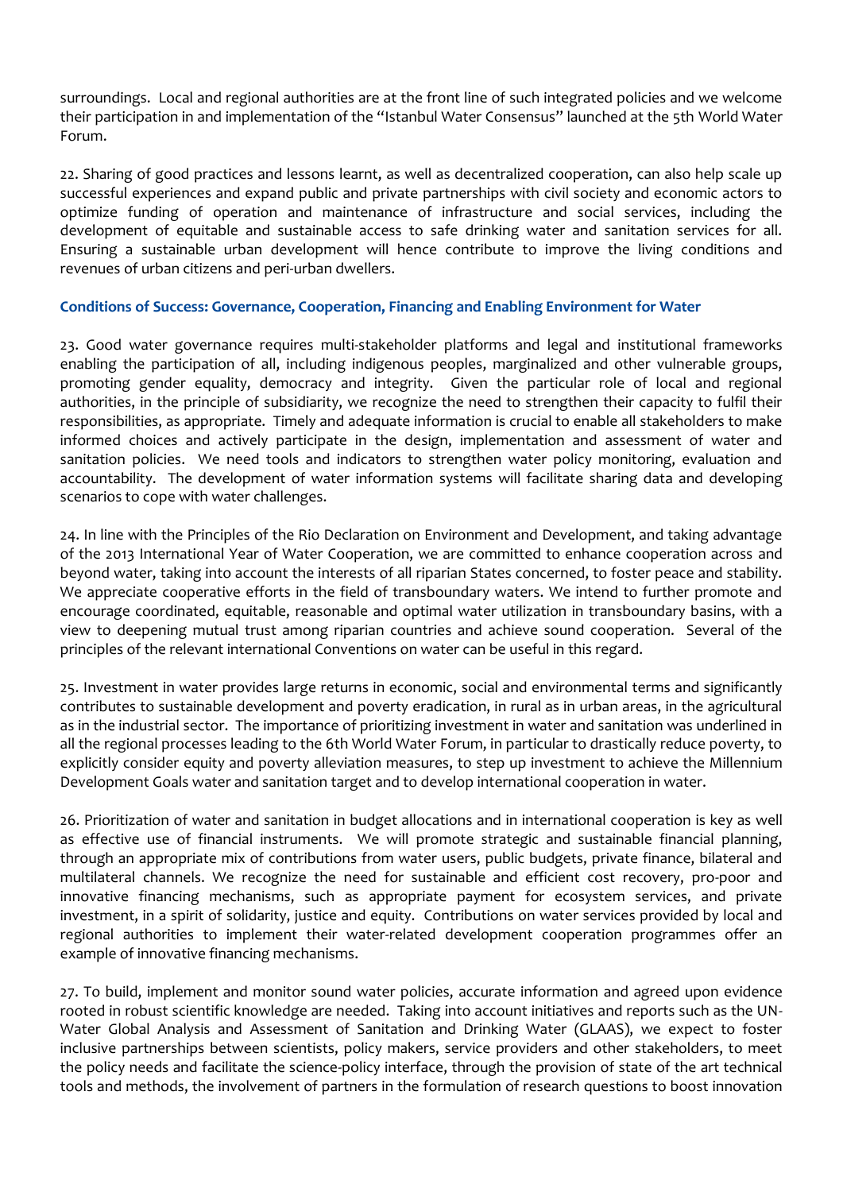surroundings. Local and regional authorities are at the front line of such integrated policies and we welcome their participation in and implementation of the "Istanbul Water Consensus" launched at the 5th World Water Forum.

22. Sharing of good practices and lessons learnt, as well as decentralized cooperation, can also help scale up successful experiences and expand public and private partnerships with civil society and economic actors to optimize funding of operation and maintenance of infrastructure and social services, including the development of equitable and sustainable access to safe drinking water and sanitation services for all. Ensuring a sustainable urban development will hence contribute to improve the living conditions and revenues of urban citizens and peri-urban dwellers.

### Conditions of Success: Governance, Cooperation, Financing and Enabling Environment for Water

23. Good water governance requires multi-stakeholder platforms and legal and institutional frameworks enabling the participation of all, including indigenous peoples, marginalized and other vulnerable groups, promoting gender equality, democracy and integrity. Given the particular role of local and regional authorities, in the principle of subsidiarity, we recognize the need to strengthen their capacity to fulfil their responsibilities, as appropriate. Timely and adequate information is crucial to enable all stakeholders to make informed choices and actively participate in the design, implementation and assessment of water and sanitation policies. We need tools and indicators to strengthen water policy monitoring, evaluation and accountability. The development of water information systems will facilitate sharing data and developing scenarios to cope with water challenges.

24. In line with the Principles of the Rio Declaration on Environment and Development, and taking advantage of the 2013 International Year of Water Cooperation, we are committed to enhance cooperation across and beyond water, taking into account the interests of all riparian States concerned, to foster peace and stability. We appreciate cooperative efforts in the field of transboundary waters. We intend to further promote and encourage coordinated, equitable, reasonable and optimal water utilization in transboundary basins, with a view to deepening mutual trust among riparian countries and achieve sound cooperation. Several of the principles of the relevant international Conventions on water can be useful in this regard.

25. Investment in water provides large returns in economic, social and environmental terms and significantly contributes to sustainable development and poverty eradication, in rural as in urban areas, in the agricultural as in the industrial sector. The importance of prioritizing investment in water and sanitation was underlined in all the regional processes leading to the 6th World Water Forum, in particular to drastically reduce poverty, to explicitly consider equity and poverty alleviation measures, to step up investment to achieve the Millennium Development Goals water and sanitation target and to develop international cooperation in water.

26. Prioritization of water and sanitation in budget allocations and in international cooperation is key as well as effective use of financial instruments. We will promote strategic and sustainable financial planning, through an appropriate mix of contributions from water users, public budgets, private finance, bilateral and multilateral channels. We recognize the need for sustainable and efficient cost recovery, pro-poor and innovative financing mechanisms, such as appropriate payment for ecosystem services, and private investment, in a spirit of solidarity, justice and equity. Contributions on water services provided by local and regional authorities to implement their water-related development cooperation programmes offer an example of innovative financing mechanisms.

27. To build, implement and monitor sound water policies, accurate information and agreed upon evidence rooted in robust scientific knowledge are needed. Taking into account initiatives and reports such as the UN-Water Global Analysis and Assessment of Sanitation and Drinking Water (GLAAS), we expect to foster inclusive partnerships between scientists, policy makers, service providers and other stakeholders, to meet the policy needs and facilitate the science-policy interface, through the provision of state of the art technical tools and methods, the involvement of partners in the formulation of research questions to boost innovation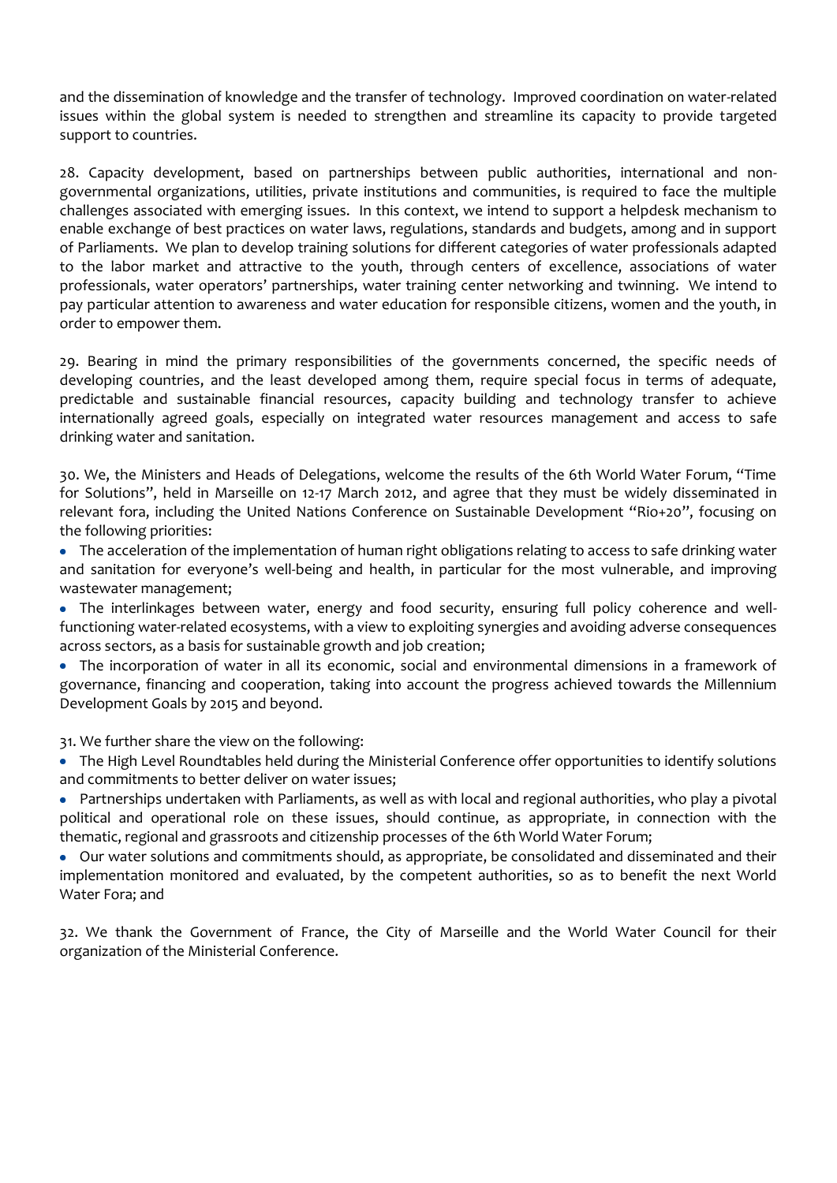and the dissemination of knowledge and the transfer of technology. Improved coordination on water-related issues within the global system is needed to strengthen and streamline its capacity to provide targeted support to countries.

28. Capacity development, based on partnerships between public authorities, international and non-governmental organizations, utilities, private institutions and communities, is required to face the multiple challenges associated with emerging issues. In this context, we intend to support a helpdesk mechanism to enable exchange of best practices on water laws, regulations, standards and budgets, among and in support of Parliaments. We plan to develop training solutions for different categories of water professionals adapted to the labor market and attractive to the youth, through centers of excellence, associations of water professionals, water operators' partnerships, water training center networking and twinning. We intend to pay particular attention to awareness and water education for responsible citizens, women and the youth, in order to empower them.

29. Bearing in mind the primary responsibilities of the governments concerned, the specific needs of developing countries, and the least developed among them, require special focus in terms of adequate, predictable and sustainable financial resources, capacity building and technology transfer to achieve internationally agreed goals, especially on integrated water resources management and access to safe drinking water and sanitation.

30. We, the Ministers and Heads of Delegations, welcome the results of the 6th World Water Forum, "Time for Solutions", held in Marseille on 12-17 March 2012, and agree that they must be widely disseminated in relevant fora, including the United Nations Conference on Sustainable Development "Rio+20", focusing on the following priorities:

- The acceleration of the implementation of human right obligations relating to access to safe drinking water and sanitation for everyone's well-being and health, in particular for the most vulnerable, and improving wastewater management;
- The interlinkages between water, energy and food security, ensuring full policy coherence and well-functioning water-related ecosystems, with a view to exploiting synergies and avoiding adverse consequences across sectors, as a basis for sustainable growth and job creation;
- The incorporation of water in all its economic, social and environmental dimensions in a framework of governance, financing and cooperation, taking into account the progress achieved towards the Millennium Development Goals by 2015 and beyond.

31. We further share the view on the following:

- The High Level Roundtables held during the Ministerial Conference offer opportunities to identify solutions and commitments to better deliver on water issues;
- Partnerships undertaken with Parliaments, as well as with local and regional authorities, who play a pivotal political and operational role on these issues, should continue, as appropriate, in connection with the thematic, regional and grassroots and citizenship processes of the 6th World Water Forum;
- Our water solutions and commitments should, as appropriate, be consolidated and disseminated and their implementation monitored and evaluated, by the competent authorities, so as to benefit the next World Water Fora; and

32. We thank the Government of France, the City of Marseille and the World Water Council for their organization of the Ministerial Conference.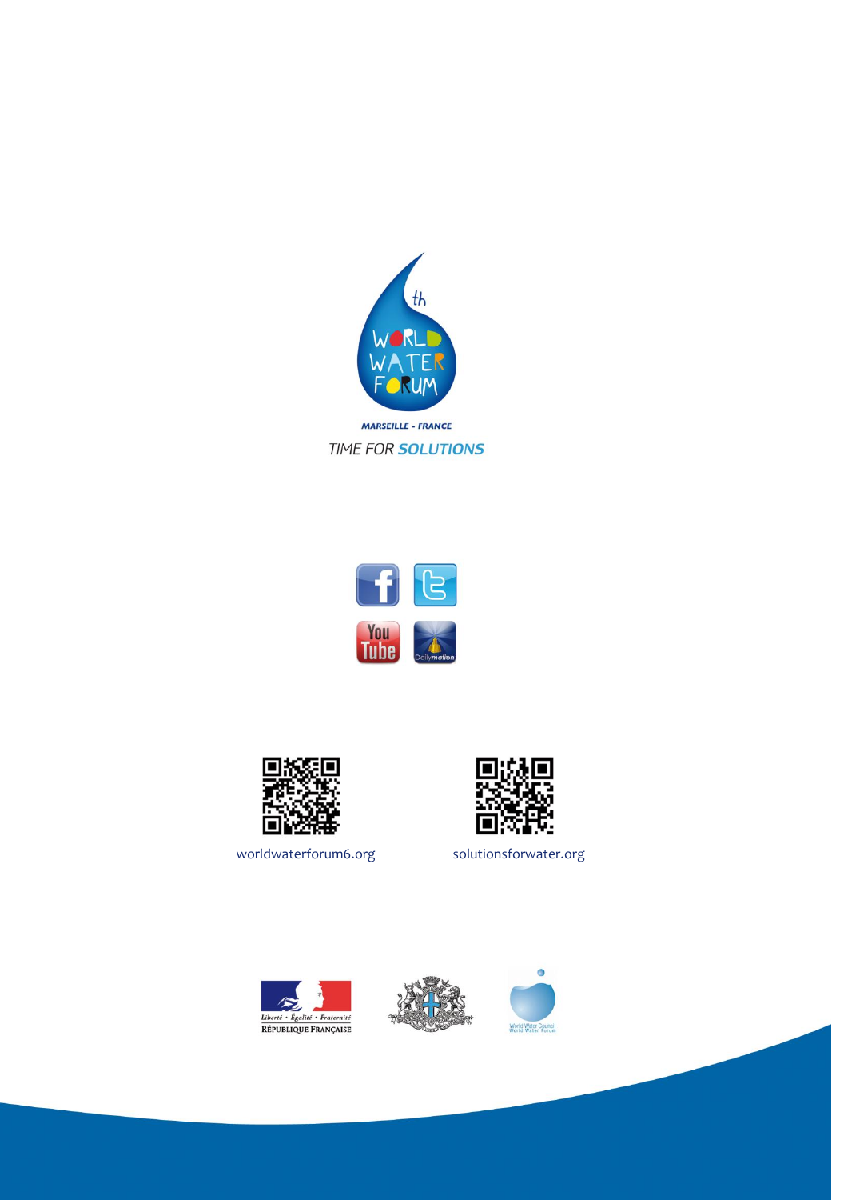MARSEILLE - FRANCE

TIME FOR **SOLUTIONS**

worldwaterforum6.org

solutionsforwater.org

Liberté • Égalité • Fraternité

RÉPUBLIQUE FRANÇAISE

World Water Council

World Water Forum